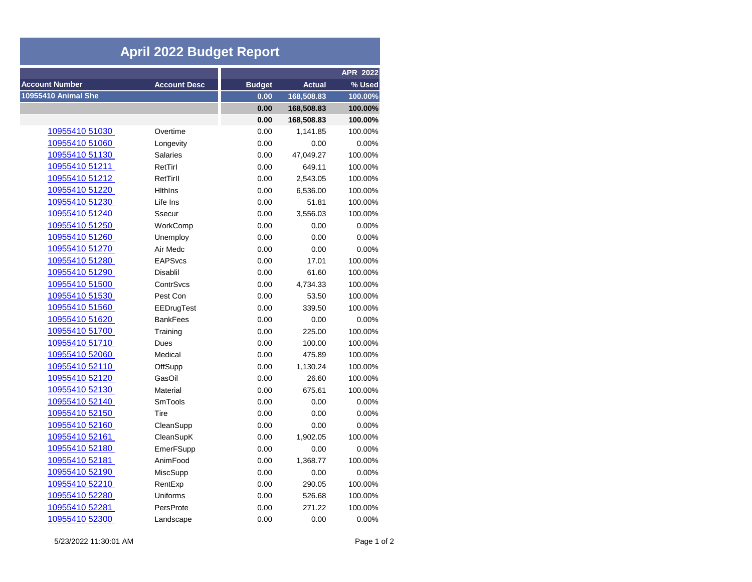# April 2022 Budget Report

| Account Number | Account Desc | Budget | Actual | % Used |
|---|---|---|---|---|
| | | | | APR 2022 |
| **10955410 Animal She** | | **0.00** | **168,508.83** | **100.00%** |
| | | **0.00** | **168,508.83** | **100.00%** |
| | | **0.00** | **168,508.83** | **100.00%** |
| 10955410 51030 | Overtime | 0.00 | 1,141.85 | 100.00% |
| 10955410 51060 | Longevity | 0.00 | 0.00 | 0.00% |
| 10955410 51130 | Salaries | 0.00 | 47,049.27 | 100.00% |
| 10955410 51211 | RetTirI | 0.00 | 649.11 | 100.00% |
| 10955410 51212 | RetTirII | 0.00 | 2,543.05 | 100.00% |
| 10955410 51220 | HlthIns | 0.00 | 6,536.00 | 100.00% |
| 10955410 51230 | Life Ins | 0.00 | 51.81 | 100.00% |
| 10955410 51240 | Ssecur | 0.00 | 3,556.03 | 100.00% |
| 10955410 51250 | WorkComp | 0.00 | 0.00 | 0.00% |
| 10955410 51260 | Unemploy | 0.00 | 0.00 | 0.00% |
| 10955410 51270 | Air Medc | 0.00 | 0.00 | 0.00% |
| 10955410 51280 | EAPSvcs | 0.00 | 17.01 | 100.00% |
| 10955410 51290 | Disablil | 0.00 | 61.60 | 100.00% |
| 10955410 51500 | ContrSvcs | 0.00 | 4,734.33 | 100.00% |
| 10955410 51530 | Pest Con | 0.00 | 53.50 | 100.00% |
| 10955410 51560 | EEDrugTest | 0.00 | 339.50 | 100.00% |
| 10955410 51620 | BankFees | 0.00 | 0.00 | 0.00% |
| 10955410 51700 | Training | 0.00 | 225.00 | 100.00% |
| 10955410 51710 | Dues | 0.00 | 100.00 | 100.00% |
| 10955410 52060 | Medical | 0.00 | 475.89 | 100.00% |
| 10955410 52110 | OffSupp | 0.00 | 1,130.24 | 100.00% |
| 10955410 52120 | GasOil | 0.00 | 26.60 | 100.00% |
| 10955410 52130 | Material | 0.00 | 675.61 | 100.00% |
| 10955410 52140 | SmTools | 0.00 | 0.00 | 0.00% |
| 10955410 52150 | Tire | 0.00 | 0.00 | 0.00% |
| 10955410 52160 | CleanSupp | 0.00 | 0.00 | 0.00% |
| 10955410 52161 | CleanSupK | 0.00 | 1,902.05 | 100.00% |
| 10955410 52180 | EmerFSupp | 0.00 | 0.00 | 0.00% |
| 10955410 52181 | AnimFood | 0.00 | 1,368.77 | 100.00% |
| 10955410 52190 | MiscSupp | 0.00 | 0.00 | 0.00% |
| 10955410 52210 | RentExp | 0.00 | 290.05 | 100.00% |
| 10955410 52280 | Uniforms | 0.00 | 526.68 | 100.00% |
| 10955410 52281 | PersProte | 0.00 | 271.22 | 100.00% |
| 10955410 52300 | Landscape | 0.00 | 0.00 | 0.00% |

5/23/2022 11:30:01 AM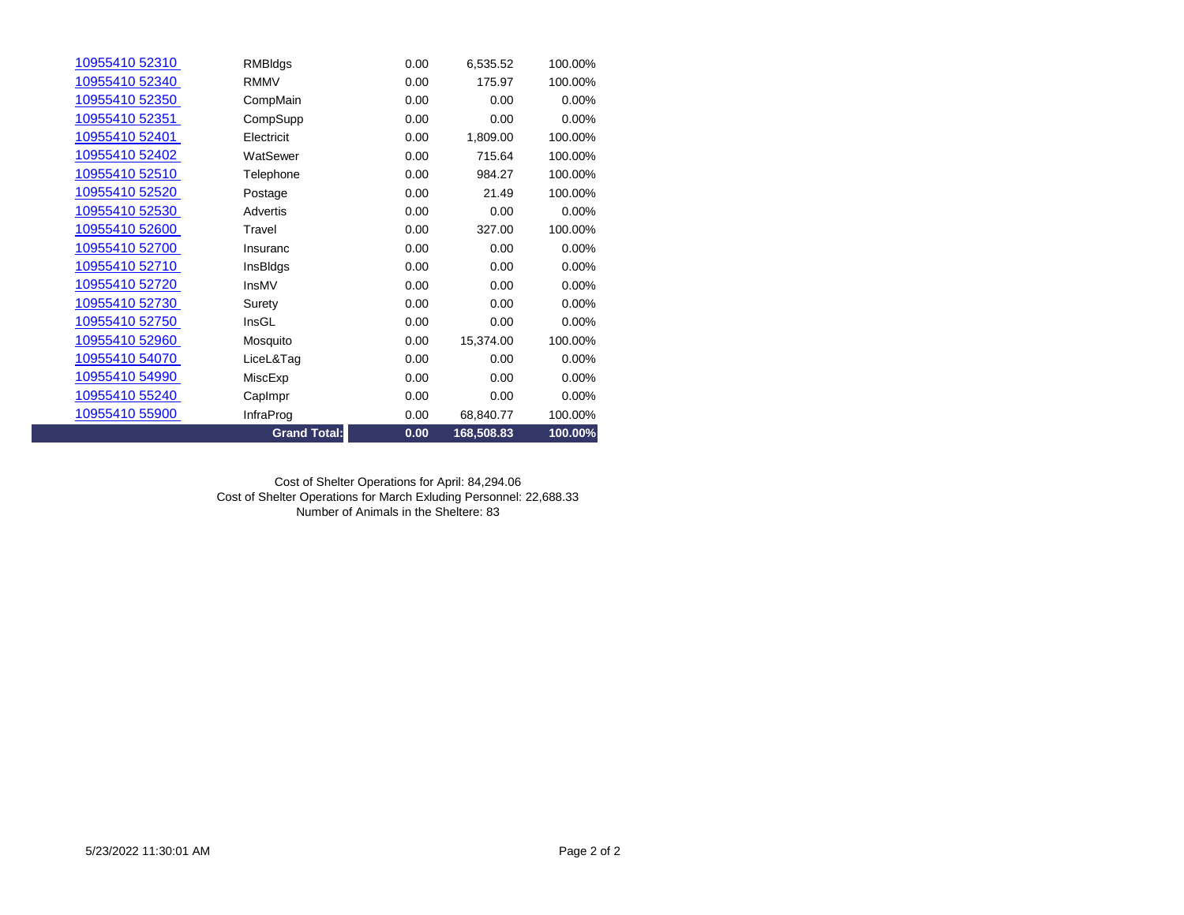| | | | | |
|---|---|---|---|---|
| 10955410 52310 | RMBldgs | 0.00 | 6,535.52 | 100.00% |
| 10955410 52340 | RMMV | 0.00 | 175.97 | 100.00% |
| 10955410 52350 | CompMain | 0.00 | 0.00 | 0.00% |
| 10955410 52351 | CompSupp | 0.00 | 0.00 | 0.00% |
| 10955410 52401 | Electricit | 0.00 | 1,809.00 | 100.00% |
| 10955410 52402 | WatSewer | 0.00 | 715.64 | 100.00% |
| 10955410 52510 | Telephone | 0.00 | 984.27 | 100.00% |
| 10955410 52520 | Postage | 0.00 | 21.49 | 100.00% |
| 10955410 52530 | Advertis | 0.00 | 0.00 | 0.00% |
| 10955410 52600 | Travel | 0.00 | 327.00 | 100.00% |
| 10955410 52700 | Insuranc | 0.00 | 0.00 | 0.00% |
| 10955410 52710 | InsBldgs | 0.00 | 0.00 | 0.00% |
| 10955410 52720 | InsMV | 0.00 | 0.00 | 0.00% |
| 10955410 52730 | Surety | 0.00 | 0.00 | 0.00% |
| 10955410 52750 | InsGL | 0.00 | 0.00 | 0.00% |
| 10955410 52960 | Mosquito | 0.00 | 15,374.00 | 100.00% |
| 10955410 54070 | LiceL&Tag | 0.00 | 0.00 | 0.00% |
| 10955410 54990 | MiscExp | 0.00 | 0.00 | 0.00% |
| 10955410 55240 | CapImpr | 0.00 | 0.00 | 0.00% |
| 10955410 55900 | InfraProg | 0.00 | 68,840.77 | 100.00% |
| | **Grand Total:** | **0.00** | **168,508.83** | **100.00%** |

Cost of Shelter Operations for April: 84,294.06
Cost of Shelter Operations for March Exluding Personnel: 22,688.33
Number of Animals in the Sheltere: 83